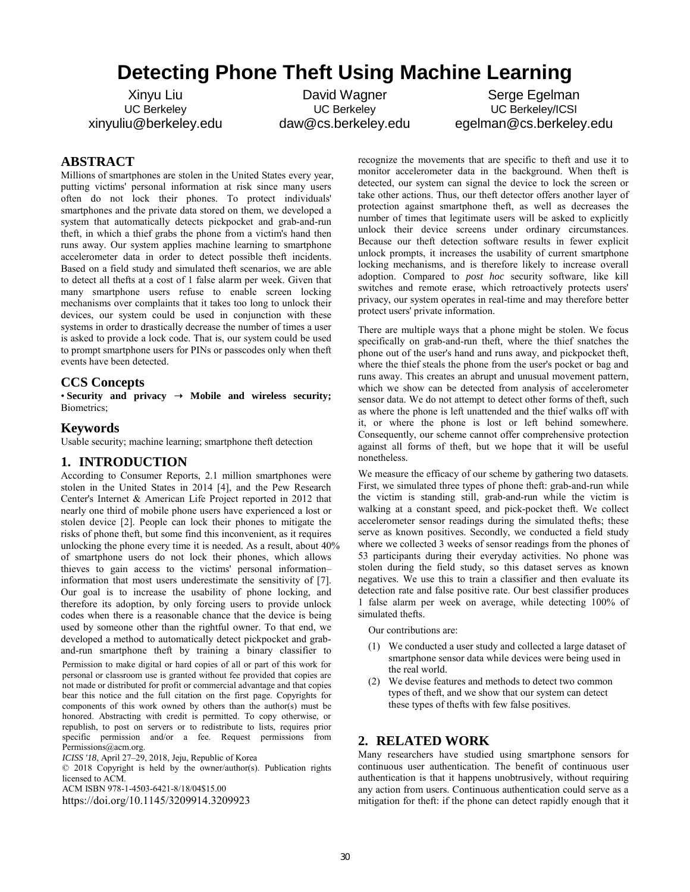# Detecting Phone Theft Using Machine Learning

Xinyu Liu
UC Berkeley
xinyuliu@berkeley.edu

David Wagner
UC Berkeley
daw@cs.berkeley.edu

Serge Egelman
UC Berkeley/ICSI
egelman@cs.berkeley.edu

## ABSTRACT

Millions of smartphones are stolen in the United States every year, putting victims' personal information at risk since many users often do not lock their phones. To protect individuals' smartphones and the private data stored on them, we developed a system that automatically detects pickpocket and grab-and-run theft, in which a thief grabs the phone from a victim's hand then runs away. Our system applies machine learning to smartphone accelerometer data in order to detect possible theft incidents. Based on a field study and simulated theft scenarios, we are able to detect all thefts at a cost of 1 false alarm per week. Given that many smartphone users refuse to enable screen locking mechanisms over complaints that it takes too long to unlock their devices, our system could be used in conjunction with these systems in order to drastically decrease the number of times a user is asked to provide a lock code. That is, our system could be used to prompt smartphone users for PINs or passcodes only when theft events have been detected.

## CCS Concepts

• **Security and privacy → Mobile and wireless security;** Biometrics;

## Keywords

Usable security; machine learning; smartphone theft detection

## 1. INTRODUCTION

According to Consumer Reports, 2.1 million smartphones were stolen in the United States in 2014 [4], and the Pew Research Center's Internet & American Life Project reported in 2012 that nearly one third of mobile phone users have experienced a lost or stolen device [2]. People can lock their phones to mitigate the risks of phone theft, but some find this inconvenient, as it requires unlocking the phone every time it is needed. As a result, about 40% of smartphone users do not lock their phones, which allows thieves to gain access to the victims' personal information–information that most users underestimate the sensitivity of [7]. Our goal is to increase the usability of phone locking, and therefore its adoption, by only forcing users to provide unlock codes when there is a reasonable chance that the device is being used by someone other than the rightful owner. To that end, we developed a method to automatically detect pickpocket and grab-and-run smartphone theft by training a binary classifier to recognize the movements that are specific to theft and use it to monitor accelerometer data in the background. When theft is detected, our system can signal the device to lock the screen or take other actions. Thus, our theft detector offers another layer of protection against smartphone theft, as well as decreases the number of times that legitimate users will be asked to explicitly unlock their device screens under ordinary circumstances. Because our theft detection software results in fewer explicit unlock prompts, it increases the usability of current smartphone locking mechanisms, and is therefore likely to increase overall adoption. Compared to *post hoc* security software, like kill switches and remote erase, which retroactively protects users' privacy, our system operates in real-time and may therefore better protect users' private information.

Permission to make digital or hard copies of all or part of this work for personal or classroom use is granted without fee provided that copies are not made or distributed for profit or commercial advantage and that copies bear this notice and the full citation on the first page. Copyrights for components of this work owned by others than the author(s) must be honored. Abstracting with credit is permitted. To copy otherwise, or republish, to post on servers or to redistribute to lists, requires prior specific permission and/or a fee. Request permissions from Permissions@acm.org.
*ICISS '18*, April 27–29, 2018, Jeju, Republic of Korea
© 2018 Copyright is held by the owner/author(s). Publication rights licensed to ACM.
ACM ISBN 978-1-4503-6421-8/18/04$15.00
https://doi.org/10.1145/3209914.3209923

There are multiple ways that a phone might be stolen. We focus specifically on grab-and-run theft, where the thief snatches the phone out of the user's hand and runs away, and pickpocket theft, where the thief steals the phone from the user's pocket or bag and runs away. This creates an abrupt and unusual movement pattern, which we show can be detected from analysis of accelerometer sensor data. We do not attempt to detect other forms of theft, such as where the phone is left unattended and the thief walks off with it, or where the phone is lost or left behind somewhere. Consequently, our scheme cannot offer comprehensive protection against all forms of theft, but we hope that it will be useful nonetheless.

We measure the efficacy of our scheme by gathering two datasets. First, we simulated three types of phone theft: grab-and-run while the victim is standing still, grab-and-run while the victim is walking at a constant speed, and pick-pocket theft. We collect accelerometer sensor readings during the simulated thefts; these serve as known positives. Secondly, we conducted a field study where we collected 3 weeks of sensor readings from the phones of 53 participants during their everyday activities. No phone was stolen during the field study, so this dataset serves as known negatives. We use this to train a classifier and then evaluate its detection rate and false positive rate. Our best classifier produces 1 false alarm per week on average, while detecting 100% of simulated thefts.

Our contributions are:

1. We conducted a user study and collected a large dataset of smartphone sensor data while devices were being used in the real world.
2. We devise features and methods to detect two common types of theft, and we show that our system can detect these types of thefts with few false positives.

## 2. RELATED WORK

Many researchers have studied using smartphone sensors for continuous user authentication. The benefit of continuous user authentication is that it happens unobtrusively, without requiring any action from users. Continuous authentication could serve as a mitigation for theft: if the phone can detect rapidly enough that it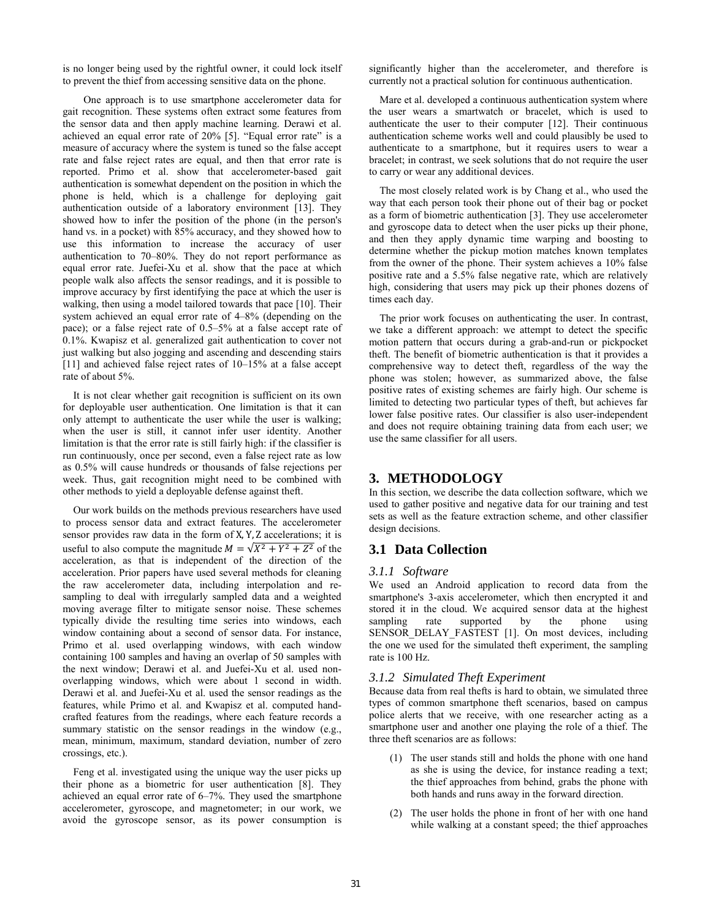is no longer being used by the rightful owner, it could lock itself to prevent the thief from accessing sensitive data on the phone.

One approach is to use smartphone accelerometer data for gait recognition. These systems often extract some features from the sensor data and then apply machine learning. Derawi et al. achieved an equal error rate of 20% [5]. "Equal error rate" is a measure of accuracy where the system is tuned so the false accept rate and false reject rates are equal, and then that error rate is reported. Primo et al. show that accelerometer-based gait authentication is somewhat dependent on the position in which the phone is held, which is a challenge for deploying gait authentication outside of a laboratory environment [13]. They showed how to infer the position of the phone (in the person's hand vs. in a pocket) with 85% accuracy, and they showed how to use this information to increase the accuracy of user authentication to 70–80%. They do not report performance as equal error rate. Juefei-Xu et al. show that the pace at which people walk also affects the sensor readings, and it is possible to improve accuracy by first identifying the pace at which the user is walking, then using a model tailored towards that pace [10]. Their system achieved an equal error rate of 4–8% (depending on the pace); or a false reject rate of 0.5–5% at a false accept rate of 0.1%. Kwapisz et al. generalized gait authentication to cover not just walking but also jogging and ascending and descending stairs [11] and achieved false reject rates of 10–15% at a false accept rate of about 5%.

It is not clear whether gait recognition is sufficient on its own for deployable user authentication. One limitation is that it can only attempt to authenticate the user while the user is walking; when the user is still, it cannot infer user identity. Another limitation is that the error rate is still fairly high: if the classifier is run continuously, once per second, even a false reject rate as low as 0.5% will cause hundreds or thousands of false rejections per week. Thus, gait recognition might need to be combined with other methods to yield a deployable defense against theft.

Our work builds on the methods previous researchers have used to process sensor data and extract features. The accelerometer sensor provides raw data in the form of $X, Y, Z$ accelerations; it is useful to also compute the magnitude $M = \sqrt{X^2 + Y^2 + Z^2}$ of the acceleration, as that is independent of the direction of the acceleration. Prior papers have used several methods for cleaning the raw accelerometer data, including interpolation and re-sampling to deal with irregularly sampled data and a weighted moving average filter to mitigate sensor noise. These schemes typically divide the resulting time series into windows, each window containing about a second of sensor data. For instance, Primo et al. used overlapping windows, with each window containing 100 samples and having an overlap of 50 samples with the next window; Derawi et al. and Juefei-Xu et al. used non-overlapping windows, which were about 1 second in width. Derawi et al. and Juefei-Xu et al. used the sensor readings as the features, while Primo et al. and Kwapisz et al. computed hand-crafted features from the readings, where each feature records a summary statistic on the sensor readings in the window (e.g., mean, minimum, maximum, standard deviation, number of zero crossings, etc.).

Feng et al. investigated using the unique way the user picks up their phone as a biometric for user authentication [8]. They achieved an equal error rate of 6–7%. They used the smartphone accelerometer, gyroscope, and magnetometer; in our work, we avoid the gyroscope sensor, as its power consumption is significantly higher than the accelerometer, and therefore is currently not a practical solution for continuous authentication.

Mare et al. developed a continuous authentication system where the user wears a smartwatch or bracelet, which is used to authenticate the user to their computer [12]. Their continuous authentication scheme works well and could plausibly be used to authenticate to a smartphone, but it requires users to wear a bracelet; in contrast, we seek solutions that do not require the user to carry or wear any additional devices.

The most closely related work is by Chang et al., who used the way that each person took their phone out of their bag or pocket as a form of biometric authentication [3]. They use accelerometer and gyroscope data to detect when the user picks up their phone, and then they apply dynamic time warping and boosting to determine whether the pickup motion matches known templates from the owner of the phone. Their system achieves a 10% false positive rate and a 5.5% false negative rate, which are relatively high, considering that users may pick up their phones dozens of times each day.

The prior work focuses on authenticating the user. In contrast, we take a different approach: we attempt to detect the specific motion pattern that occurs during a grab-and-run or pickpocket theft. The benefit of biometric authentication is that it provides a comprehensive way to detect theft, regardless of the way the phone was stolen; however, as summarized above, the false positive rates of existing schemes are fairly high. Our scheme is limited to detecting two particular types of theft, but achieves far lower false positive rates. Our classifier is also user-independent and does not require obtaining training data from each user; we use the same classifier for all users.

# 3. METHODOLOGY

In this section, we describe the data collection software, which we used to gather positive and negative data for our training and test sets as well as the feature extraction scheme, and other classifier design decisions.

## 3.1 Data Collection

### *3.1.1 Software*

We used an Android application to record data from the smartphone's 3-axis accelerometer, which then encrypted it and stored it in the cloud. We acquired sensor data at the highest sampling rate supported by the phone using SENSOR_DELAY_FASTEST [1]. On most devices, including the one we used for the simulated theft experiment, the sampling rate is 100 Hz.

### *3.1.2 Simulated Theft Experiment*

Because data from real thefts is hard to obtain, we simulated three types of common smartphone theft scenarios, based on campus police alerts that we receive, with one researcher acting as a smartphone user and another one playing the role of a thief. The three theft scenarios are as follows:

1. The user stands still and holds the phone with one hand as she is using the device, for instance reading a text; the thief approaches from behind, grabs the phone with both hands and runs away in the forward direction.
2. The user holds the phone in front of her with one hand while walking at a constant speed; the thief approaches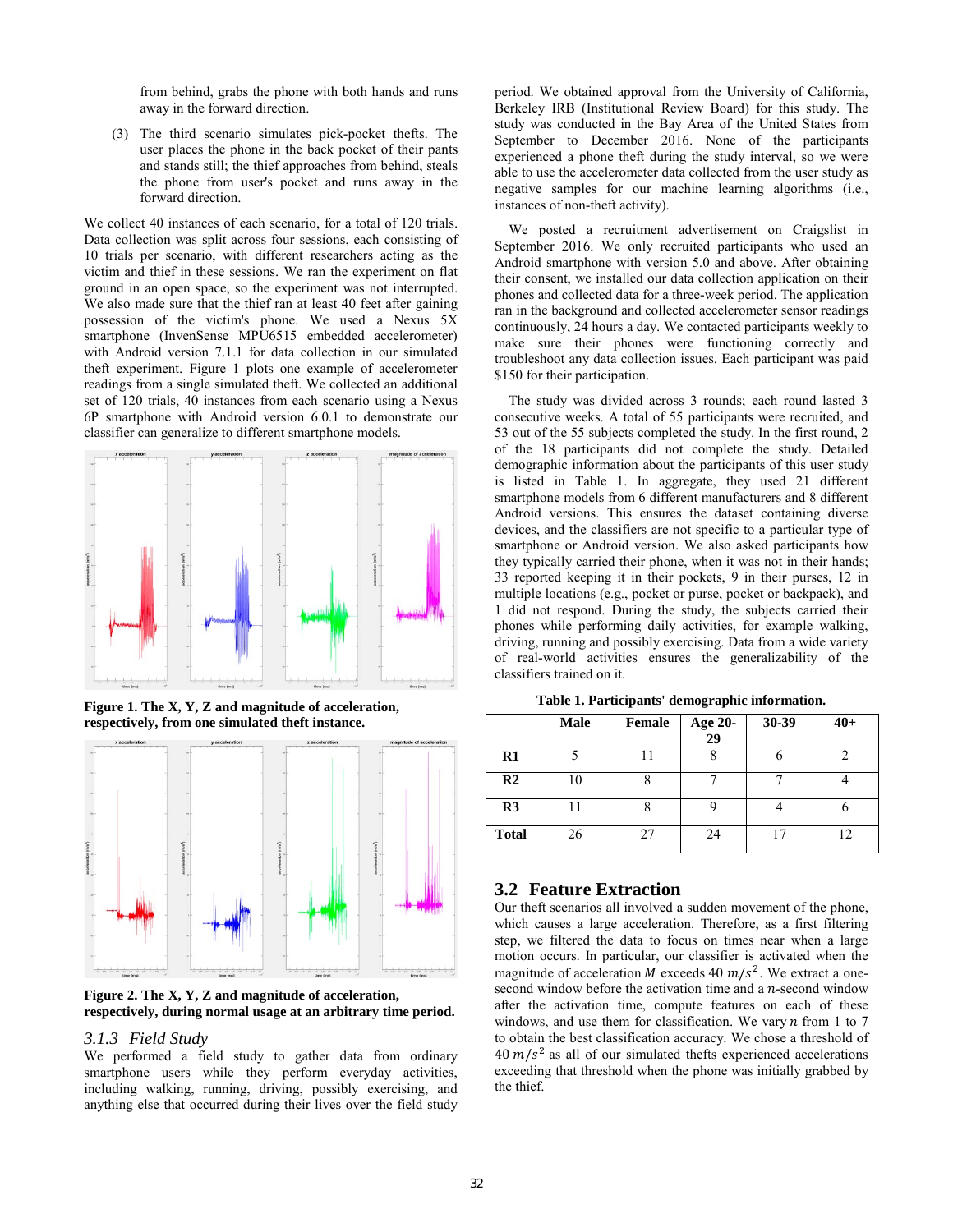from behind, grabs the phone with both hands and runs away in the forward direction.

(3) The third scenario simulates pick-pocket thefts. The user places the phone in the back pocket of their pants and stands still; the thief approaches from behind, steals the phone from user's pocket and runs away in the forward direction.

We collect 40 instances of each scenario, for a total of 120 trials. Data collection was split across four sessions, each consisting of 10 trials per scenario, with different researchers acting as the victim and thief in these sessions. We ran the experiment on flat ground in an open space, so the experiment was not interrupted. We also made sure that the thief ran at least 40 feet after gaining possession of the victim's phone. We used a Nexus 5X smartphone (InvenSense MPU6515 embedded accelerometer) with Android version 7.1.1 for data collection in our simulated theft experiment. Figure 1 plots one example of accelerometer readings from a single simulated theft. We collected an additional set of 120 trials, 40 instances from each scenario using a Nexus 6P smartphone with Android version 6.0.1 to demonstrate that our classifier can generalize to different smartphone models.

**Figure 1. The X, Y, Z and magnitude of acceleration, respectively, from one simulated theft instance.**

**Figure 2. The X, Y, Z and magnitude of acceleration, respectively, during normal usage at an arbitrary time period.**

### *3.1.3 Field Study*

We performed a field study to gather data from ordinary smartphone users while they perform everyday activities, including walking, running, driving, possibly exercising, and anything else that occurred during their lives over the field study period. We obtained approval from the University of California, Berkeley IRB (Institutional Review Board) for this study. The study was conducted in the Bay Area of the United States from September to December 2016. None of the participants experienced a phone theft during the study interval, so we were able to use the accelerometer data collected from the user study as negative samples for our machine learning algorithms (i.e., instances of non-theft activity).

We posted a recruitment advertisement on Craigslist in September 2016. We only recruited participants who used an Android smartphone with version 5.0 and above. After obtaining their consent, we installed our data collection application on their phones and collected data for a three-week period. The application ran in the background and collected accelerometer sensor readings continuously, 24 hours a day. We contacted participants weekly to make sure their phones were functioning correctly and troubleshoot any data collection issues. Each participant was paid \$150 for their participation.

The study was divided across 3 rounds; each round lasted 3 consecutive weeks. A total of 55 participants were recruited, and 53 out of the 55 subjects completed the study. In the first round, 2 of the 18 participants did not complete the study. Detailed demographic information about the participants of this user study is listed in Table 1. In aggregate, they used 21 different smartphone models from 6 different manufacturers and 8 different Android versions. This ensures the dataset containing diverse devices, and the classifiers are not specific to a particular type of smartphone or Android version. We also asked participants how they typically carried their phone, when it was not in their hands; 33 reported keeping it in their pockets, 9 in their purses, 12 in multiple locations (e.g., pocket or purse, pocket or backpack), and 1 did not respond. During the study, the subjects carried their phones while performing daily activities, for example walking, driving, running and possibly exercising. Data from a wide variety of real-world activities ensures the generalizability of the classifiers trained on it.

**Table 1. Participants' demographic information.**

| | Male | Female | Age 20-29 | 30-39 | 40+ |
|---|---|---|---|---|---|
| **R1** | 5 | 11 | 8 | 6 | 2 |
| **R2** | 10 | 8 | 7 | 7 | 4 |
| **R3** | 11 | 8 | 9 | 4 | 6 |
| **Total** | 26 | 27 | 24 | 17 | 12 |

## 3.2 Feature Extraction

Our theft scenarios all involved a sudden movement of the phone, which causes a large acceleration. Therefore, as a first filtering step, we filtered the data to focus on times near when a large motion occurs. In particular, our classifier is activated when the magnitude of acceleration $M$ exceeds 40 $m/s^2$. We extract a one-second window before the activation time and a $n$-second window after the activation time, compute features on each of these windows, and use them for classification. We vary $n$ from 1 to 7 to obtain the best classification accuracy. We chose a threshold of 40 $m/s^2$ as all of our simulated thefts experienced accelerations exceeding that threshold when the phone was initially grabbed by the thief.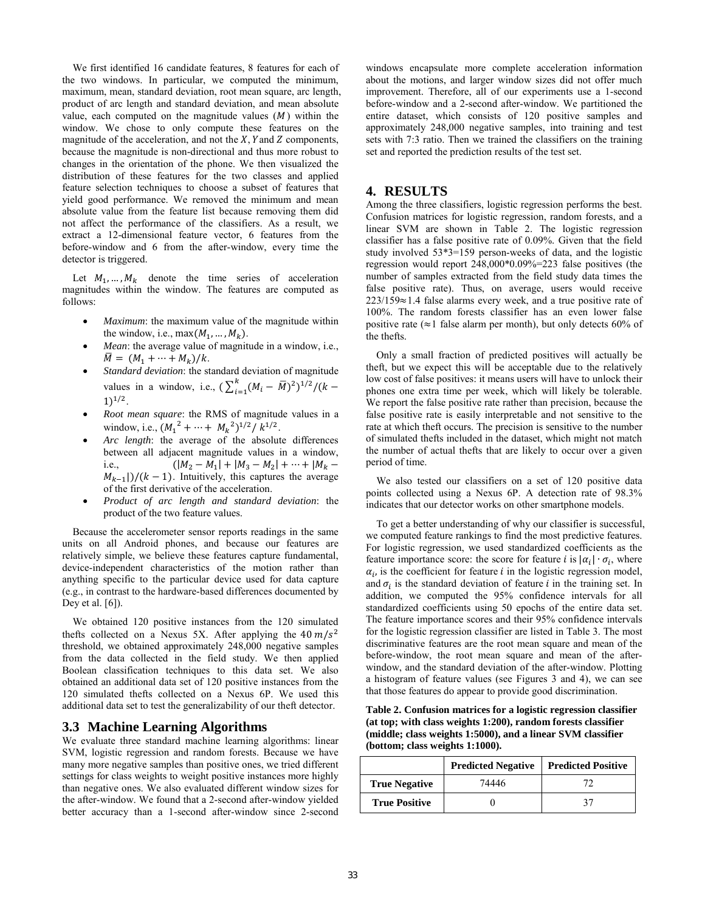We first identified 16 candidate features, 8 features for each of the two windows. In particular, we computed the minimum, maximum, mean, standard deviation, root mean square, arc length, product of arc length and standard deviation, and mean absolute value, each computed on the magnitude values ($M$) within the window. We chose to only compute these features on the magnitude of the acceleration, and not the $X$, $Y$ and $Z$ components, because the magnitude is non-directional and thus more robust to changes in the orientation of the phone. We then visualized the distribution of these features for the two classes and applied feature selection techniques to choose a subset of features that yield good performance. We removed the minimum and mean absolute value from the feature list because removing them did not affect the performance of the classifiers. As a result, we extract a 12-dimensional feature vector, 6 features from the before-window and 6 from the after-window, every time the detector is triggered.

Let $M_1, \ldots, M_k$ denote the time series of acceleration magnitudes within the window. The features are computed as follows:

- *Maximum*: the maximum value of the magnitude within the window, i.e., $\max(M_1, \ldots, M_k)$.
- *Mean*: the average value of magnitude in a window, i.e., $\bar{M} = (M_1 + \cdots + M_k)/k$.
- *Standard deviation*: the standard deviation of magnitude values in a window, i.e., $(\sum_{i=1}^{k}(M_i - \bar{M})^2)^{1/2}/(k-1)^{1/2}$.
- *Root mean square*: the RMS of magnitude values in a window, i.e., $(M_1{}^2 + \cdots + M_k{}^2)^{1/2}/k^{1/2}$.
- *Arc length*: the average of the absolute differences between all adjacent magnitude values in a window, i.e., $(|M_2 - M_1| + |M_3 - M_2| + \cdots + |M_k - M_{k-1}|)/(k-1)$. Intuitively, this captures the average of the first derivative of the acceleration.
- *Product of arc length and standard deviation*: the product of the two feature values.

Because the accelerometer sensor reports readings in the same units on all Android phones, and because our features are relatively simple, we believe these features capture fundamental, device-independent characteristics of the motion rather than anything specific to the particular device used for data capture (e.g., in contrast to the hardware-based differences documented by Dey et al. [6]).

We obtained 120 positive instances from the 120 simulated thefts collected on a Nexus 5X. After applying the $40\ m/s^2$ threshold, we obtained approximately 248,000 negative samples from the data collected in the field study. We then applied Boolean classification techniques to this data set. We also obtained an additional data set of 120 positive instances from the 120 simulated thefts collected on a Nexus 6P. We used this additional data set to test the generalizability of our theft detector.

### 3.3 Machine Learning Algorithms

We evaluate three standard machine learning algorithms: linear SVM, logistic regression and random forests. Because we have many more negative samples than positive ones, we tried different settings for class weights to weight positive instances more highly than negative ones. We also evaluated different window sizes for the after-window. We found that a 2-second after-window yielded better accuracy than a 1-second after-window since 2-second windows encapsulate more complete acceleration information about the motions, and larger window sizes did not offer much improvement. Therefore, all of our experiments use a 1-second before-window and a 2-second after-window. We partitioned the entire dataset, which consists of 120 positive samples and approximately 248,000 negative samples, into training and test sets with 7:3 ratio. Then we trained the classifiers on the training set and reported the prediction results of the test set.

## 4. RESULTS

Among the three classifiers, logistic regression performs the best. Confusion matrices for logistic regression, random forests, and a linear SVM are shown in Table 2. The logistic regression classifier has a false positive rate of 0.09%. Given that the field study involved 53*3=159 person-weeks of data, and the logistic regression would report 248,000*0.09%=223 false positives (the number of samples extracted from the field study data times the false positive rate). Thus, on average, users would receive 223/159≈1.4 false alarms every week, and a true positive rate of 100%. The random forests classifier has an even lower false positive rate (≈1 false alarm per month), but only detects 60% of the thefts.

Only a small fraction of predicted positives will actually be theft, but we expect this will be acceptable due to the relatively low cost of false positives: it means users will have to unlock their phones one extra time per week, which will likely be tolerable. We report the false positive rate rather than precision, because the false positive rate is easily interpretable and not sensitive to the rate at which theft occurs. The precision is sensitive to the number of simulated thefts included in the dataset, which might not match the number of actual thefts that are likely to occur over a given period of time.

We also tested our classifiers on a set of 120 positive data points collected using a Nexus 6P. A detection rate of 98.3% indicates that our detector works on other smartphone models.

To get a better understanding of why our classifier is successful, we computed feature rankings to find the most predictive features. For logistic regression, we used standardized coefficients as the feature importance score: the score for feature $i$ is $|\alpha_i| \cdot \sigma_i$, where $\alpha_i$, is the coefficient for feature $i$ in the logistic regression model, and $\sigma_i$ is the standard deviation of feature $i$ in the training set. In addition, we computed the 95% confidence intervals for all standardized coefficients using 50 epochs of the entire data set. The feature importance scores and their 95% confidence intervals for the logistic regression classifier are listed in Table 3. The most discriminative features are the root mean square and mean of the before-window, the root mean square and mean of the after-window, and the standard deviation of the after-window. Plotting a histogram of feature values (see Figures 3 and 4), we can see that those features do appear to provide good discrimination.

**Table 2. Confusion matrices for a logistic regression classifier (at top; with class weights 1:200), random forests classifier (middle; class weights 1:5000), and a linear SVM classifier (bottom; class weights 1:1000).**

| | Predicted Negative | Predicted Positive |
|---|---|---|
| **True Negative** | 74446 | 72 |
| **True Positive** | 0 | 37 |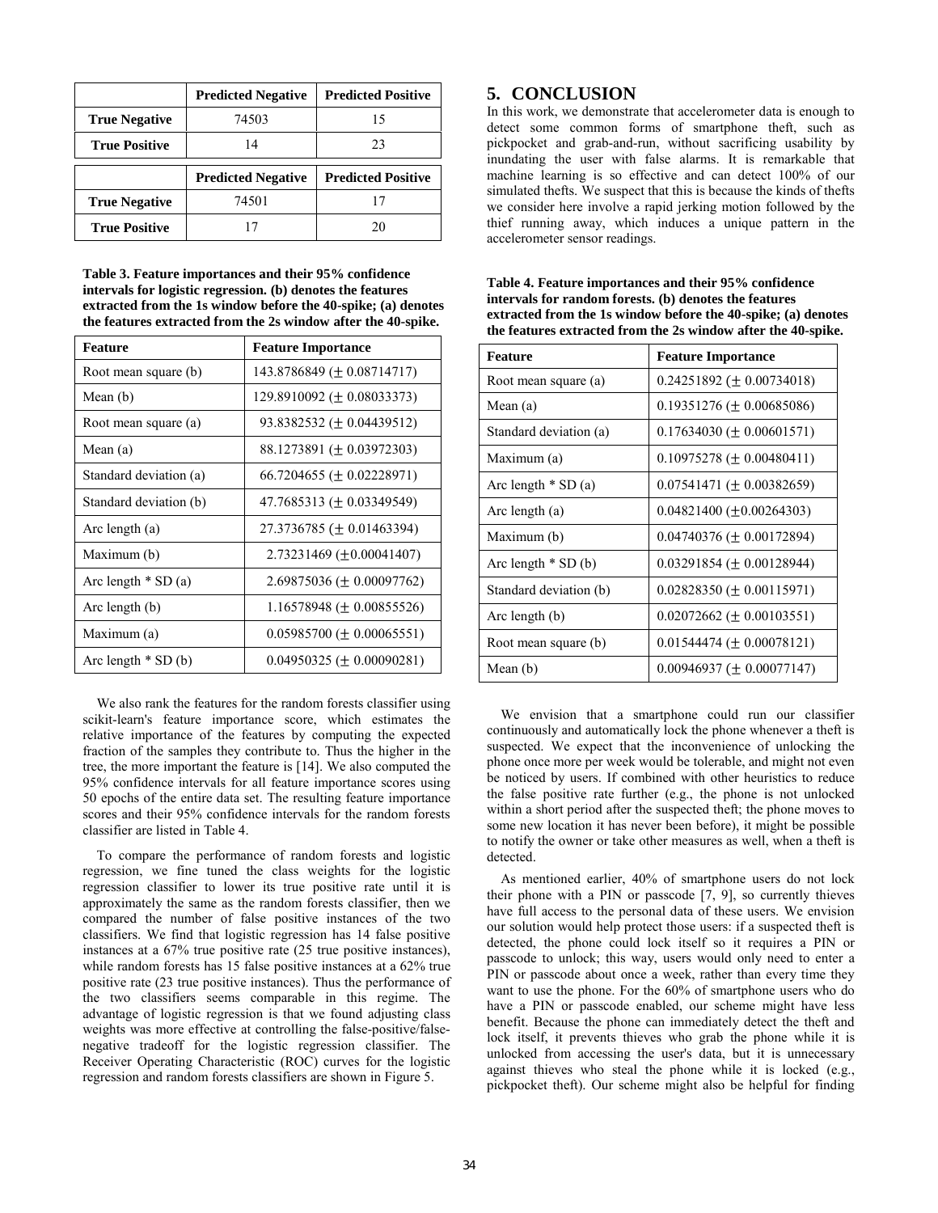| | Predicted Negative | Predicted Positive |
|---|---|---|
| True Negative | 74503 | 15 |
| True Positive | 14 | 23 |

| | Predicted Negative | Predicted Positive |
|---|---|---|
| True Negative | 74501 | 17 |
| True Positive | 17 | 20 |

**Table 3. Feature importances and their 95% confidence intervals for logistic regression. (b) denotes the features extracted from the 1s window before the 40-spike; (a) denotes the features extracted from the 2s window after the 40-spike.**

| Feature | Feature Importance |
|---|---|
| Root mean square (b) | 143.8786849 ($\pm$ 0.08714717) |
| Mean (b) | 129.8910092 ($\pm$ 0.08033373) |
| Root mean square (a) | 93.8382532 ($\pm$ 0.04439512) |
| Mean (a) | 88.1273891 ($\pm$ 0.03972303) |
| Standard deviation (a) | 66.7204655 ($\pm$ 0.02228971) |
| Standard deviation (b) | 47.7685313 ($\pm$ 0.03349549) |
| Arc length (a) | 27.3736785 ($\pm$ 0.01463394) |
| Maximum (b) | 2.73231469 ($\pm$0.00041407) |
| Arc length * SD (a) | 2.69875036 ($\pm$ 0.00097762) |
| Arc length (b) | 1.16578948 ($\pm$ 0.00855526) |
| Maximum (a) | 0.05985700 ($\pm$ 0.00065551) |
| Arc length * SD (b) | 0.04950325 ($\pm$ 0.00090281) |

We also rank the features for the random forests classifier using scikit-learn's feature importance score, which estimates the relative importance of the features by computing the expected fraction of the samples they contribute to. Thus the higher in the tree, the more important the feature is [14]. We also computed the 95% confidence intervals for all feature importance scores using 50 epochs of the entire data set. The resulting feature importance scores and their 95% confidence intervals for the random forests classifier are listed in Table 4.

To compare the performance of random forests and logistic regression, we fine tuned the class weights for the logistic regression classifier to lower its true positive rate until it is approximately the same as the random forests classifier, then we compared the number of false positive instances of the two classifiers. We find that logistic regression has 14 false positive instances at a 67% true positive rate (25 true positive instances), while random forests has 15 false positive instances at a 62% true positive rate (23 true positive instances). Thus the performance of the two classifiers seems comparable in this regime. The advantage of logistic regression is that we found adjusting class weights was more effective at controlling the false-positive/false-negative tradeoff for the logistic regression classifier. The Receiver Operating Characteristic (ROC) curves for the logistic regression and random forests classifiers are shown in Figure 5.

# 5. CONCLUSION

In this work, we demonstrate that accelerometer data is enough to detect some common forms of smartphone theft, such as pickpocket and grab-and-run, without sacrificing usability by inundating the user with false alarms. It is remarkable that machine learning is so effective and can detect 100% of our simulated thefts. We suspect that this is because the kinds of thefts we consider here involve a rapid jerking motion followed by the thief running away, which induces a unique pattern in the accelerometer sensor readings.

**Table 4. Feature importances and their 95% confidence intervals for random forests. (b) denotes the features extracted from the 1s window before the 40-spike; (a) denotes the features extracted from the 2s window after the 40-spike.**

| Feature | Feature Importance |
|---|---|
| Root mean square (a) | 0.24251892 ($\pm$ 0.00734018) |
| Mean (a) | 0.19351276 ($\pm$ 0.00685086) |
| Standard deviation (a) | 0.17634030 ($\pm$ 0.00601571) |
| Maximum (a) | 0.10975278 ($\pm$ 0.00480411) |
| Arc length * SD (a) | 0.07541471 ($\pm$ 0.00382659) |
| Arc length (a) | 0.04821400 ($\pm$0.00264303) |
| Maximum (b) | 0.04740376 ($\pm$ 0.00172894) |
| Arc length * SD (b) | 0.03291854 ($\pm$ 0.00128944) |
| Standard deviation (b) | 0.02828350 ($\pm$ 0.00115971) |
| Arc length (b) | 0.02072662 ($\pm$ 0.00103551) |
| Root mean square (b) | 0.01544474 ($\pm$ 0.00078121) |
| Mean (b) | 0.00946937 ($\pm$ 0.00077147) |

We envision that a smartphone could run our classifier continuously and automatically lock the phone whenever a theft is suspected. We expect that the inconvenience of unlocking the phone once more per week would be tolerable, and might not even be noticed by users. If combined with other heuristics to reduce the false positive rate further (e.g., the phone is not unlocked within a short period after the suspected theft; the phone moves to some new location it has never been before), it might be possible to notify the owner or take other measures as well, when a theft is detected.

As mentioned earlier, 40% of smartphone users do not lock their phone with a PIN or passcode [7, 9], so currently thieves have full access to the personal data of these users. We envision our solution would help protect those users: if a suspected theft is detected, the phone could lock itself so it requires a PIN or passcode to unlock; this way, users would only need to enter a PIN or passcode about once a week, rather than every time they want to use the phone. For the 60% of smartphone users who do have a PIN or passcode enabled, our scheme might have less benefit. Because the phone can immediately detect the theft and lock itself, it prevents thieves who grab the phone while it is unlocked from accessing the user's data, but it is unnecessary against thieves who steal the phone while it is locked (e.g., pickpocket theft). Our scheme might also be helpful for finding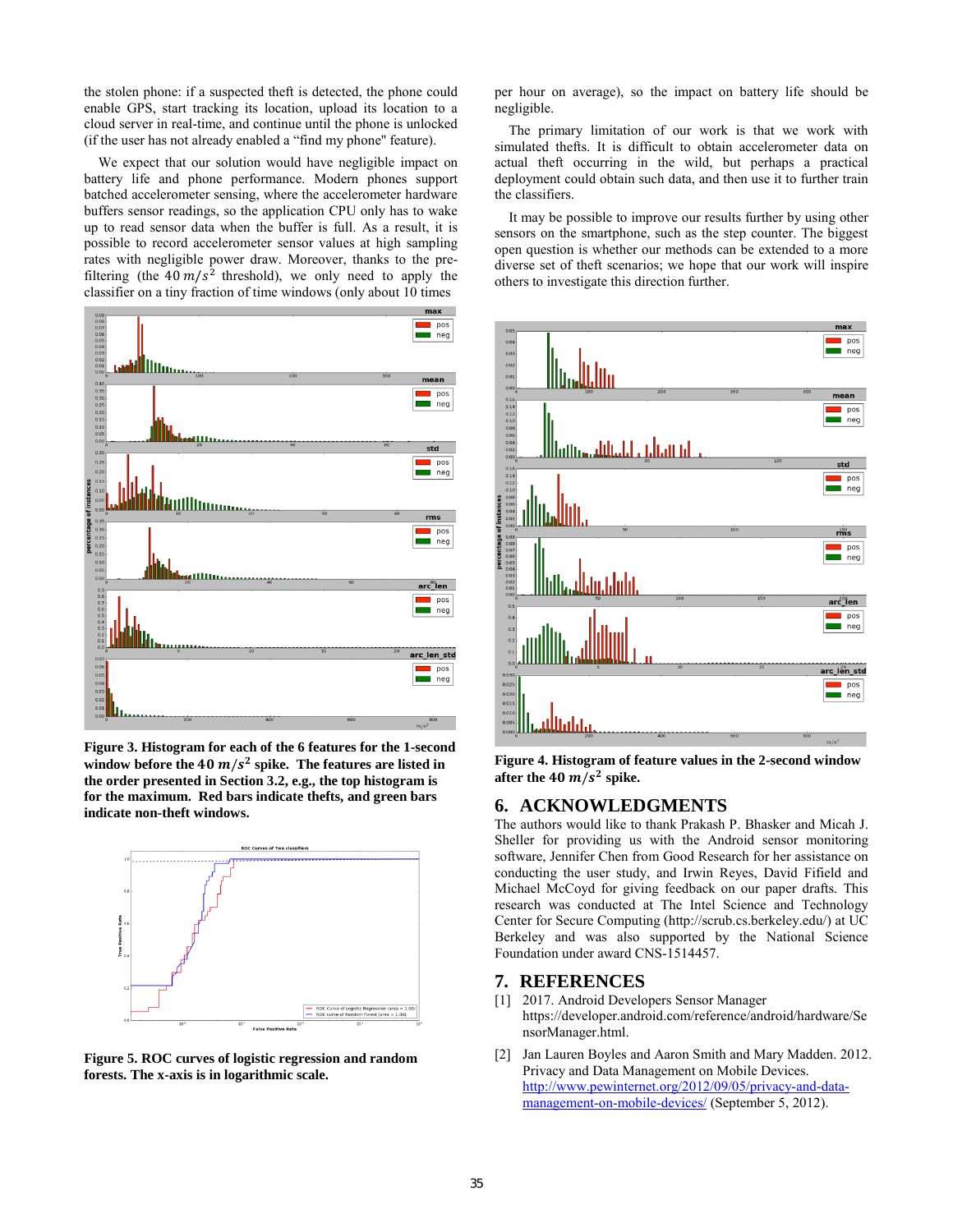the stolen phone: if a suspected theft is detected, the phone could enable GPS, start tracking its location, upload its location to a cloud server in real-time, and continue until the phone is unlocked (if the user has not already enabled a "find my phone" feature).

We expect that our solution would have negligible impact on battery life and phone performance. Modern phones support batched accelerometer sensing, where the accelerometer hardware buffers sensor readings, so the application CPU only has to wake up to read sensor data when the buffer is full. As a result, it is possible to record accelerometer sensor values at high sampling rates with negligible power draw. Moreover, thanks to the pre-filtering (the $40\,m/s^2$ threshold), we only need to apply the classifier on a tiny fraction of time windows (only about 10 times per hour on average), so the impact on battery life should be negligible.

**Figure 3. Histogram for each of the 6 features for the 1-second window before the $40\,m/s^2$ spike. The features are listed in the order presented in Section 3.2, e.g., the top histogram is for the maximum. Red bars indicate thefts, and green bars indicate non-theft windows.**

**Figure 5. ROC curves of logistic regression and random forests. The x-axis is in logarithmic scale.**

The primary limitation of our work is that we work with simulated thefts. It is difficult to obtain accelerometer data on actual theft occurring in the wild, but perhaps a practical deployment could obtain such data, and then use it to further train the classifiers.

It may be possible to improve our results further by using other sensors on the smartphone, such as the step counter. The biggest open question is whether our methods can be extended to a more diverse set of theft scenarios; we hope that our work will inspire others to investigate this direction further.

**Figure 4. Histogram of feature values in the 2-second window after the $40\,m/s^2$ spike.**

## 6. ACKNOWLEDGMENTS

The authors would like to thank Prakash P. Bhasker and Micah J. Sheller for providing us with the Android sensor monitoring software, Jennifer Chen from Good Research for her assistance on conducting the user study, and Irwin Reyes, David Fifield and Michael McCoy for giving feedback on our paper drafts. This research was conducted at The Intel Science and Technology Center for Secure Computing (http://scrub.cs.berkeley.edu/) at UC Berkeley and was also supported by the National Science Foundation under award CNS-1514457.

## 7. REFERENCES

[1] 2017. Android Developers Sensor Manager https://developer.android.com/reference/android/hardware/SensorManager.html.

[2] Jan Lauren Boyles and Aaron Smith and Mary Madden. 2012. Privacy and Data Management on Mobile Devices. http://www.pewinternet.org/2012/09/05/privacy-and-data-management-on-mobile-devices/ (September 5, 2012).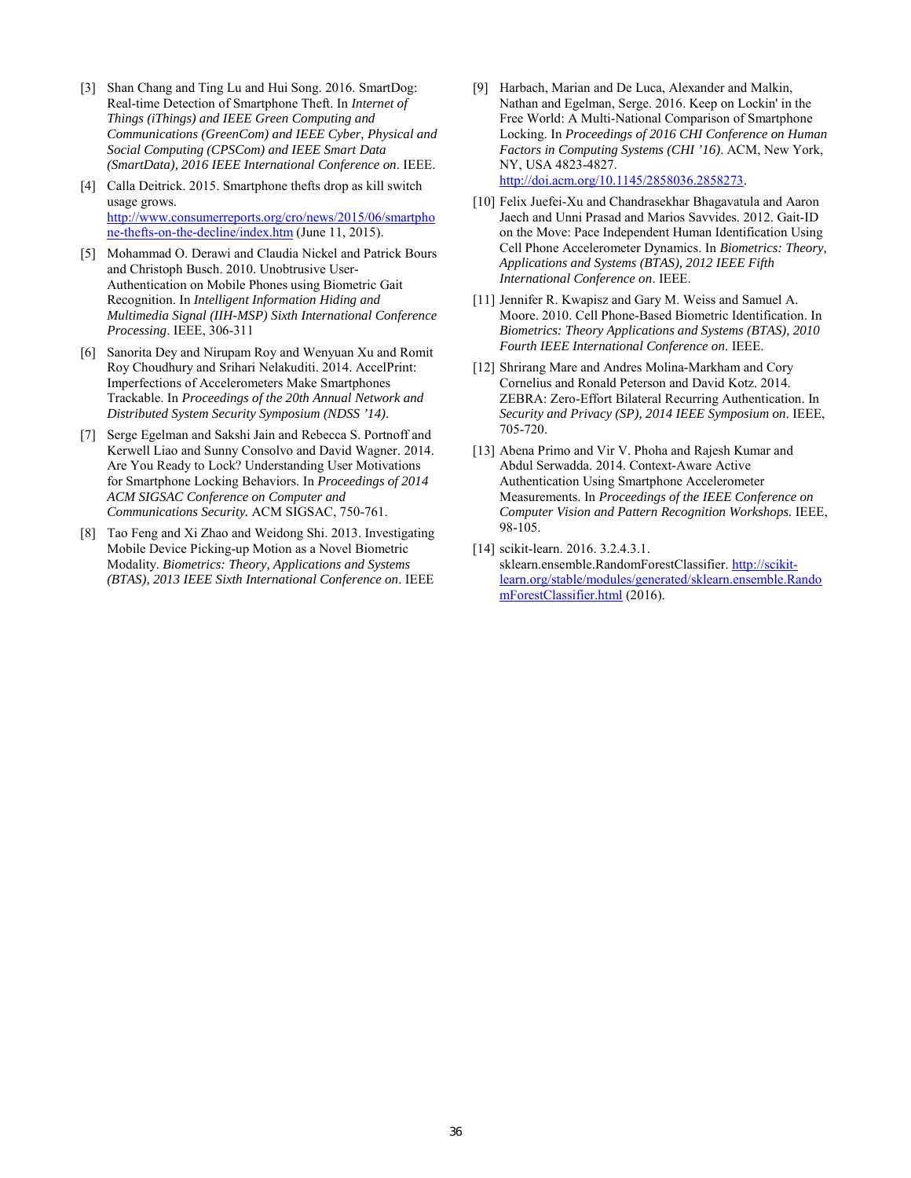[3] Shan Chang and Ting Lu and Hui Song. 2016. SmartDog: Real-time Detection of Smartphone Theft. In *Internet of Things (iThings) and IEEE Green Computing and Communications (GreenCom) and IEEE Cyber, Physical and Social Computing (CPSCom) and IEEE Smart Data (SmartData), 2016 IEEE International Conference on*. IEEE.

[4] Calla Deitrick. 2015. Smartphone thefts drop as kill switch usage grows. http://www.consumerreports.org/cro/news/2015/06/smartphone-thefts-on-the-decline/index.htm (June 11, 2015).

[5] Mohammad O. Derawi and Claudia Nickel and Patrick Bours and Christoph Busch. 2010. Unobtrusive User-Authentication on Mobile Phones using Biometric Gait Recognition. In *Intelligent Information Hiding and Multimedia Signal (IIH-MSP) Sixth International Conference Processing*. IEEE, 306-311

[6] Sanorita Dey and Nirupam Roy and Wenyuan Xu and Romit Roy Choudhury and Srihari Nelakuditi. 2014. AccelPrint: Imperfections of Accelerometers Make Smartphones Trackable. In *Proceedings of the 20th Annual Network and Distributed System Security Symposium (NDSS '14)*.

[7] Serge Egelman and Sakshi Jain and Rebecca S. Portnoff and Kerwell Liao and Sunny Consolvo and David Wagner. 2014. Are You Ready to Lock? Understanding User Motivations for Smartphone Locking Behaviors. In *Proceedings of 2014 ACM SIGSAC Conference on Computer and Communications Security.* ACM SIGSAC, 750-761.

[8] Tao Feng and Xi Zhao and Weidong Shi. 2013. Investigating Mobile Device Picking-up Motion as a Novel Biometric Modality. *Biometrics: Theory, Applications and Systems (BTAS), 2013 IEEE Sixth International Conference on*. IEEE

[9] Harbach, Marian and De Luca, Alexander and Malkin, Nathan and Egelman, Serge. 2016. Keep on Lockin' in the Free World: A Multi-National Comparison of Smartphone Locking. In *Proceedings of 2016 CHI Conference on Human Factors in Computing Systems (CHI '16)*. ACM, New York, NY, USA 4823-4827. http://doi.acm.org/10.1145/2858036.2858273.

[10] Felix Juefei-Xu and Chandrasekhar Bhagavatula and Aaron Jaech and Unni Prasad and Marios Savvides. 2012. Gait-ID on the Move: Pace Independent Human Identification Using Cell Phone Accelerometer Dynamics. In *Biometrics: Theory, Applications and Systems (BTAS), 2012 IEEE Fifth International Conference on*. IEEE.

[11] Jennifer R. Kwapisz and Gary M. Weiss and Samuel A. Moore. 2010. Cell Phone-Based Biometric Identification. In *Biometrics: Theory Applications and Systems (BTAS), 2010 Fourth IEEE International Conference on*. IEEE.

[12] Shrirang Mare and Andres Molina-Markham and Cory Cornelius and Ronald Peterson and David Kotz. 2014. ZEBRA: Zero-Effort Bilateral Recurring Authentication. In *Security and Privacy (SP), 2014 IEEE Symposium on*. IEEE, 705-720.

[13] Abena Primo and Vir V. Phoha and Rajesh Kumar and Abdul Serwadda. 2014. Context-Aware Active Authentication Using Smartphone Accelerometer Measurements. In *Proceedings of the IEEE Conference on Computer Vision and Pattern Recognition Workshops.* IEEE, 98-105.

[14] scikit-learn. 2016. 3.2.4.3.1. sklearn.ensemble.RandomForestClassifier. http://scikit-learn.org/stable/modules/generated/sklearn.ensemble.RandomForestClassifier.html (2016).